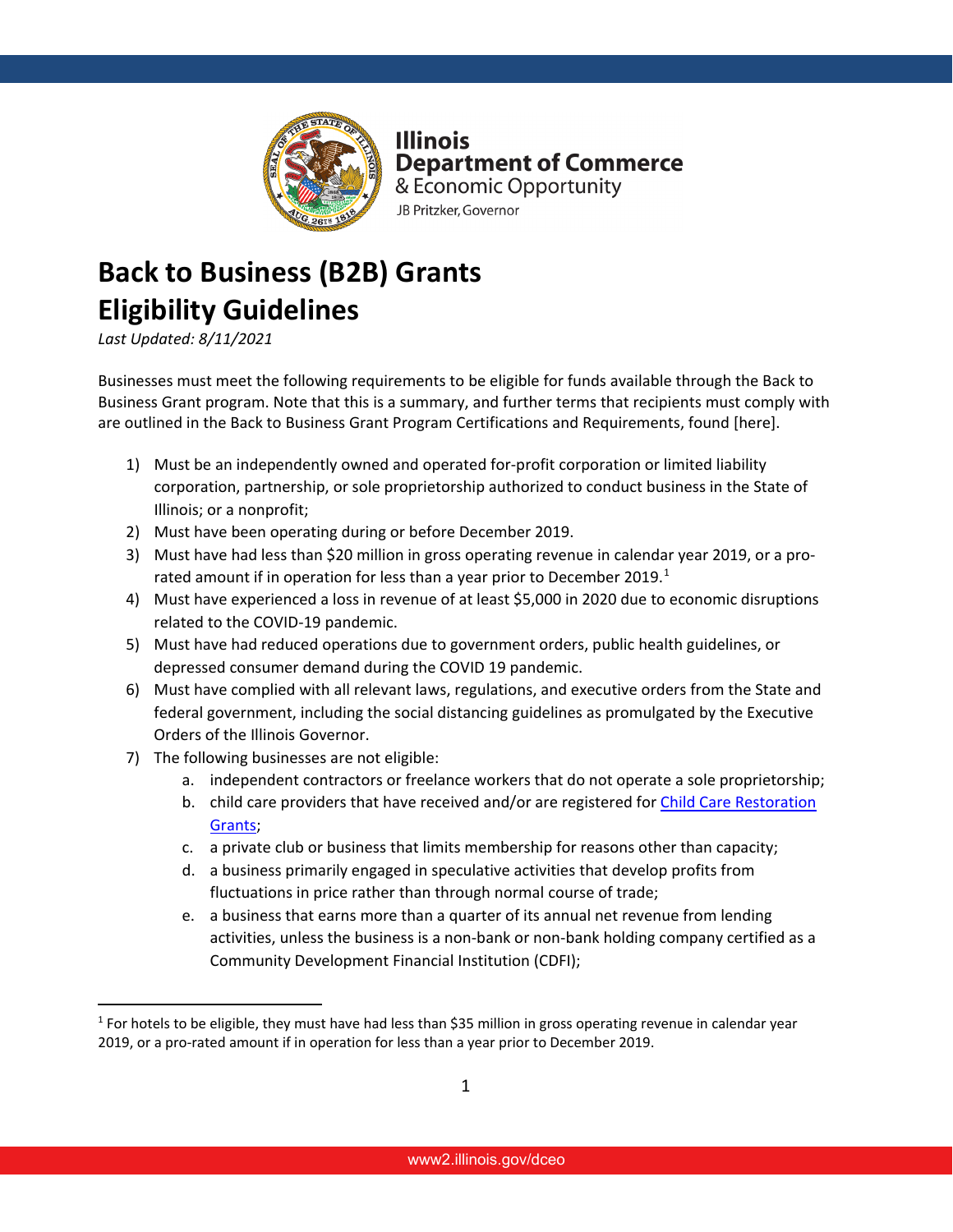Illinois
Department of Commerce
& Economic Opportunity
JB Pritzker, Governor

# Back to Business (B2B) Grants Eligibility Guidelines

*Last Updated: 8/11/2021*

Businesses must meet the following requirements to be eligible for funds available through the Back to Business Grant program. Note that this is a summary, and further terms that recipients must comply with are outlined in the Back to Business Grant Program Certifications and Requirements, found [here].

1) Must be an independently owned and operated for-profit corporation or limited liability corporation, partnership, or sole proprietorship authorized to conduct business in the State of Illinois; or a nonprofit;
2) Must have been operating during or before December 2019.
3) Must have had less than $20 million in gross operating revenue in calendar year 2019, or a pro-rated amount if in operation for less than a year prior to December 2019.[1]
4) Must have experienced a loss in revenue of at least $5,000 in 2020 due to economic disruptions related to the COVID-19 pandemic.
5) Must have had reduced operations due to government orders, public health guidelines, or depressed consumer demand during the COVID 19 pandemic.
6) Must have complied with all relevant laws, regulations, and executive orders from the State and federal government, including the social distancing guidelines as promulgated by the Executive Orders of the Illinois Governor.
7) The following businesses are not eligible:
   a. independent contractors or freelance workers that do not operate a sole proprietorship;
   b. child care providers that have received and/or are registered for Child Care Restoration Grants;
   c. a private club or business that limits membership for reasons other than capacity;
   d. a business primarily engaged in speculative activities that develop profits from fluctuations in price rather than through normal course of trade;
   e. a business that earns more than a quarter of its annual net revenue from lending activities, unless the business is a non-bank or non-bank holding company certified as a Community Development Financial Institution (CDFI);

[1] For hotels to be eligible, they must have had less than $35 million in gross operating revenue in calendar year 2019, or a pro-rated amount if in operation for less than a year prior to December 2019.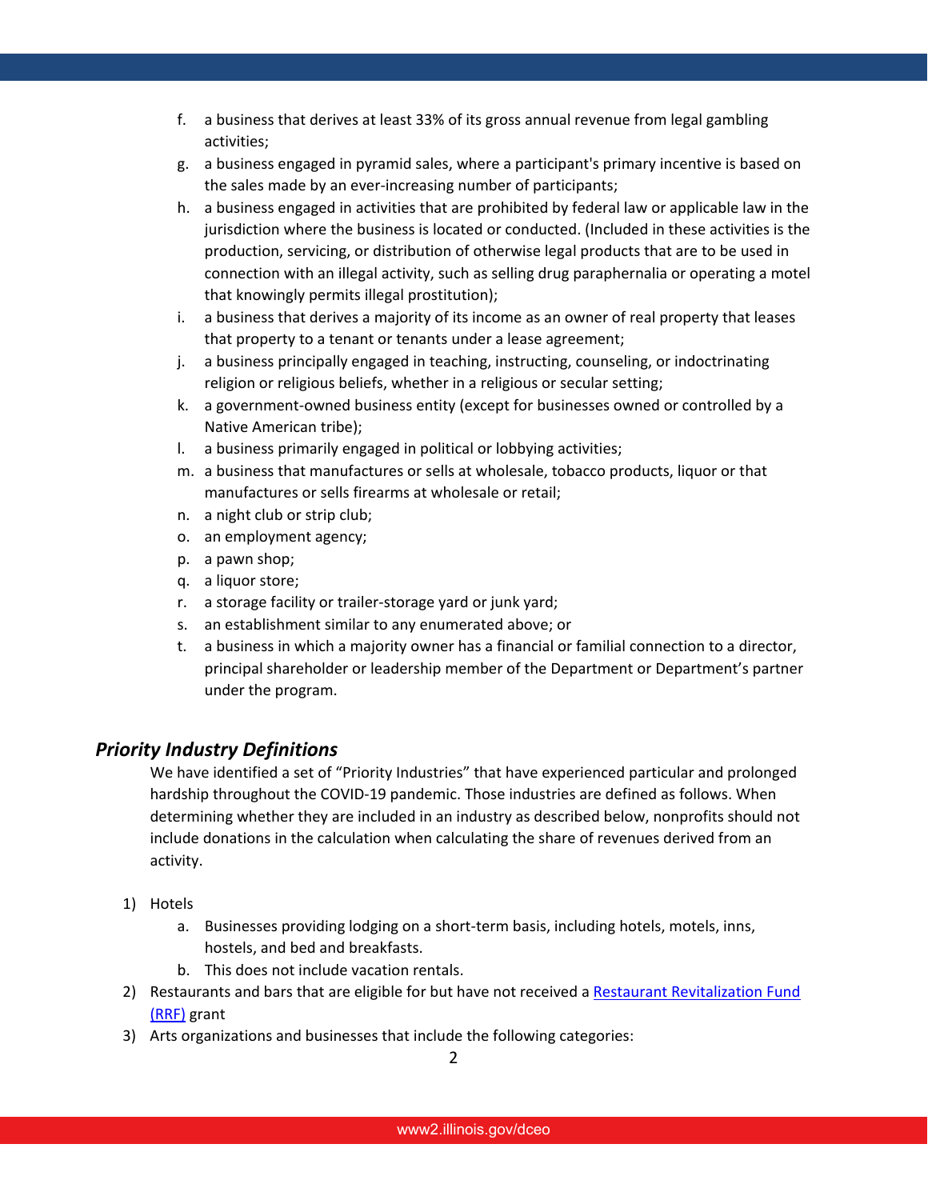f. a business that derives at least 33% of its gross annual revenue from legal gambling activities;
g. a business engaged in pyramid sales, where a participant's primary incentive is based on the sales made by an ever-increasing number of participants;
h. a business engaged in activities that are prohibited by federal law or applicable law in the jurisdiction where the business is located or conducted. (Included in these activities is the production, servicing, or distribution of otherwise legal products that are to be used in connection with an illegal activity, such as selling drug paraphernalia or operating a motel that knowingly permits illegal prostitution);
i. a business that derives a majority of its income as an owner of real property that leases that property to a tenant or tenants under a lease agreement;
j. a business principally engaged in teaching, instructing, counseling, or indoctrinating religion or religious beliefs, whether in a religious or secular setting;
k. a government-owned business entity (except for businesses owned or controlled by a Native American tribe);
l. a business primarily engaged in political or lobbying activities;
m. a business that manufactures or sells at wholesale, tobacco products, liquor or that manufactures or sells firearms at wholesale or retail;
n. a night club or strip club;
o. an employment agency;
p. a pawn shop;
q. a liquor store;
r. a storage facility or trailer-storage yard or junk yard;
s. an establishment similar to any enumerated above; or
t. a business in which a majority owner has a financial or familial connection to a director, principal shareholder or leadership member of the Department or Department's partner under the program.

### *Priority Industry Definitions*

We have identified a set of "Priority Industries" that have experienced particular and prolonged hardship throughout the COVID-19 pandemic. Those industries are defined as follows. When determining whether they are included in an industry as described below, nonprofits should not include donations in the calculation when calculating the share of revenues derived from an activity.

1) Hotels
   a. Businesses providing lodging on a short-term basis, including hotels, motels, inns, hostels, and bed and breakfasts.
   b. This does not include vacation rentals.
2) Restaurants and bars that are eligible for but have not received a [Restaurant Revitalization Fund (RRF)]() grant
3) Arts organizations and businesses that include the following categories: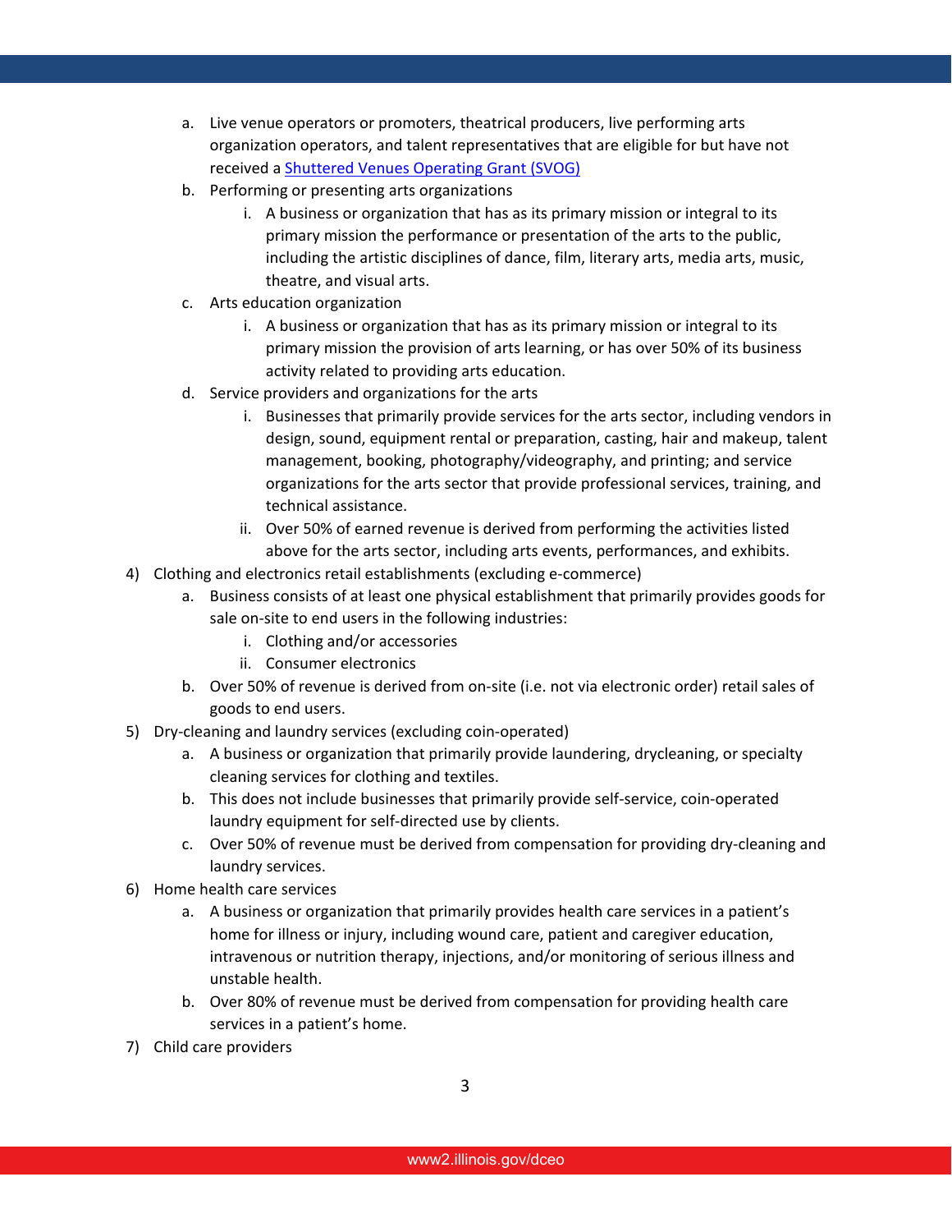a. Live venue operators or promoters, theatrical producers, live performing arts organization operators, and talent representatives that are eligible for but have not received a [Shuttered Venues Operating Grant (SVOG)]()
b. Performing or presenting arts organizations
   i. A business or organization that has as its primary mission or integral to its primary mission the performance or presentation of the arts to the public, including the artistic disciplines of dance, film, literary arts, media arts, music, theatre, and visual arts.
c. Arts education organization
   i. A business or organization that has as its primary mission or integral to its primary mission the provision of arts learning, or has over 50% of its business activity related to providing arts education.
d. Service providers and organizations for the arts
   i. Businesses that primarily provide services for the arts sector, including vendors in design, sound, equipment rental or preparation, casting, hair and makeup, talent management, booking, photography/videography, and printing; and service organizations for the arts sector that provide professional services, training, and technical assistance.
   ii. Over 50% of earned revenue is derived from performing the activities listed above for the arts sector, including arts events, performances, and exhibits.

4) Clothing and electronics retail establishments (excluding e-commerce)
   a. Business consists of at least one physical establishment that primarily provides goods for sale on-site to end users in the following industries:
      i. Clothing and/or accessories
      ii. Consumer electronics
   b. Over 50% of revenue is derived from on-site (i.e. not via electronic order) retail sales of goods to end users.
5) Dry-cleaning and laundry services (excluding coin-operated)
   a. A business or organization that primarily provide laundering, drycleaning, or specialty cleaning services for clothing and textiles.
   b. This does not include businesses that primarily provide self-service, coin-operated laundry equipment for self-directed use by clients.
   c. Over 50% of revenue must be derived from compensation for providing dry-cleaning and laundry services.
6) Home health care services
   a. A business or organization that primarily provides health care services in a patient's home for illness or injury, including wound care, patient and caregiver education, intravenous or nutrition therapy, injections, and/or monitoring of serious illness and unstable health.
   b. Over 80% of revenue must be derived from compensation for providing health care services in a patient's home.
7) Child care providers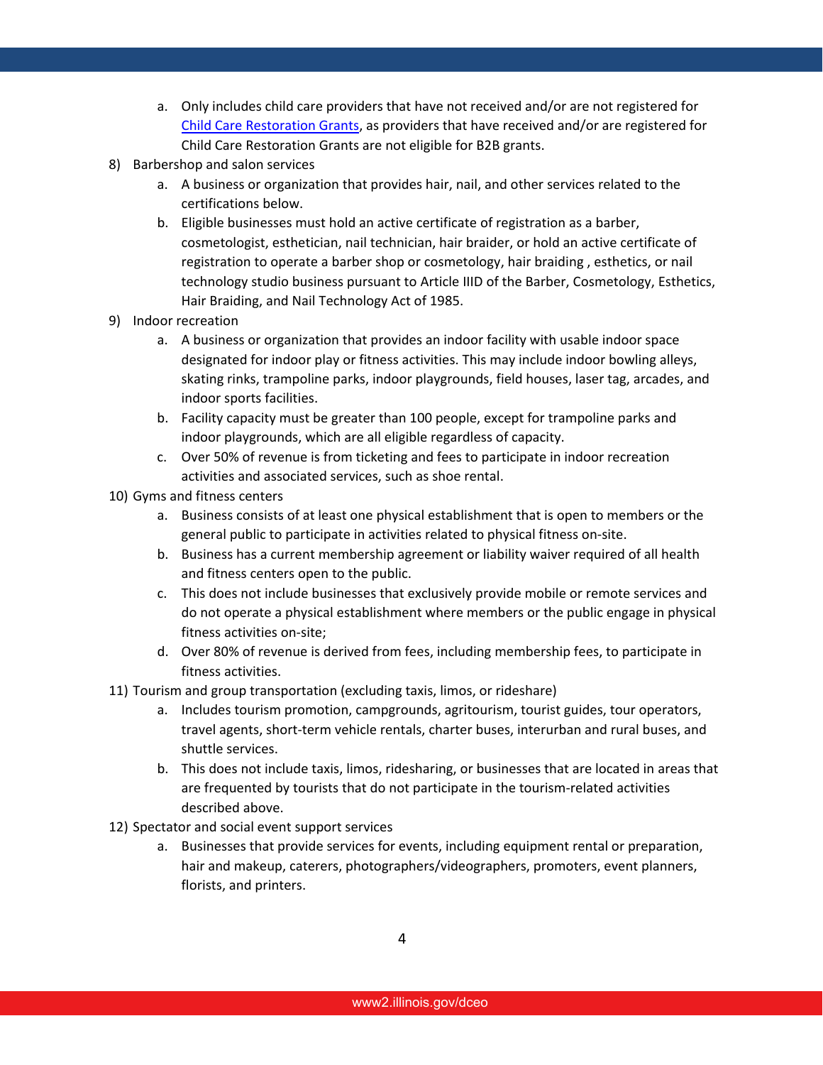a. Only includes child care providers that have not received and/or are not registered for [Child Care Restoration Grants](), as providers that have received and/or are registered for Child Care Restoration Grants are not eligible for B2B grants.

8) Barbershop and salon services
   a. A business or organization that provides hair, nail, and other services related to the certifications below.
   b. Eligible businesses must hold an active certificate of registration as a barber, cosmetologist, esthetician, nail technician, hair braider, or hold an active certificate of registration to operate a barber shop or cosmetology, hair braiding , esthetics, or nail technology studio business pursuant to Article IIID of the Barber, Cosmetology, Esthetics, Hair Braiding, and Nail Technology Act of 1985.

9) Indoor recreation
   a. A business or organization that provides an indoor facility with usable indoor space designated for indoor play or fitness activities. This may include indoor bowling alleys, skating rinks, trampoline parks, indoor playgrounds, field houses, laser tag, arcades, and indoor sports facilities.
   b. Facility capacity must be greater than 100 people, except for trampoline parks and indoor playgrounds, which are all eligible regardless of capacity.
   c. Over 50% of revenue is from ticketing and fees to participate in indoor recreation activities and associated services, such as shoe rental.

10) Gyms and fitness centers
    a. Business consists of at least one physical establishment that is open to members or the general public to participate in activities related to physical fitness on-site.
    b. Business has a current membership agreement or liability waiver required of all health and fitness centers open to the public.
    c. This does not include businesses that exclusively provide mobile or remote services and do not operate a physical establishment where members or the public engage in physical fitness activities on-site;
    d. Over 80% of revenue is derived from fees, including membership fees, to participate in fitness activities.

11) Tourism and group transportation (excluding taxis, limos, or rideshare)
    a. Includes tourism promotion, campgrounds, agritourism, tourist guides, tour operators, travel agents, short-term vehicle rentals, charter buses, interurban and rural buses, and shuttle services.
    b. This does not include taxis, limos, ridesharing, or businesses that are located in areas that are frequented by tourists that do not participate in the tourism-related activities described above.

12) Spectator and social event support services
    a. Businesses that provide services for events, including equipment rental or preparation, hair and makeup, caterers, photographers/videographers, promoters, event planners, florists, and printers.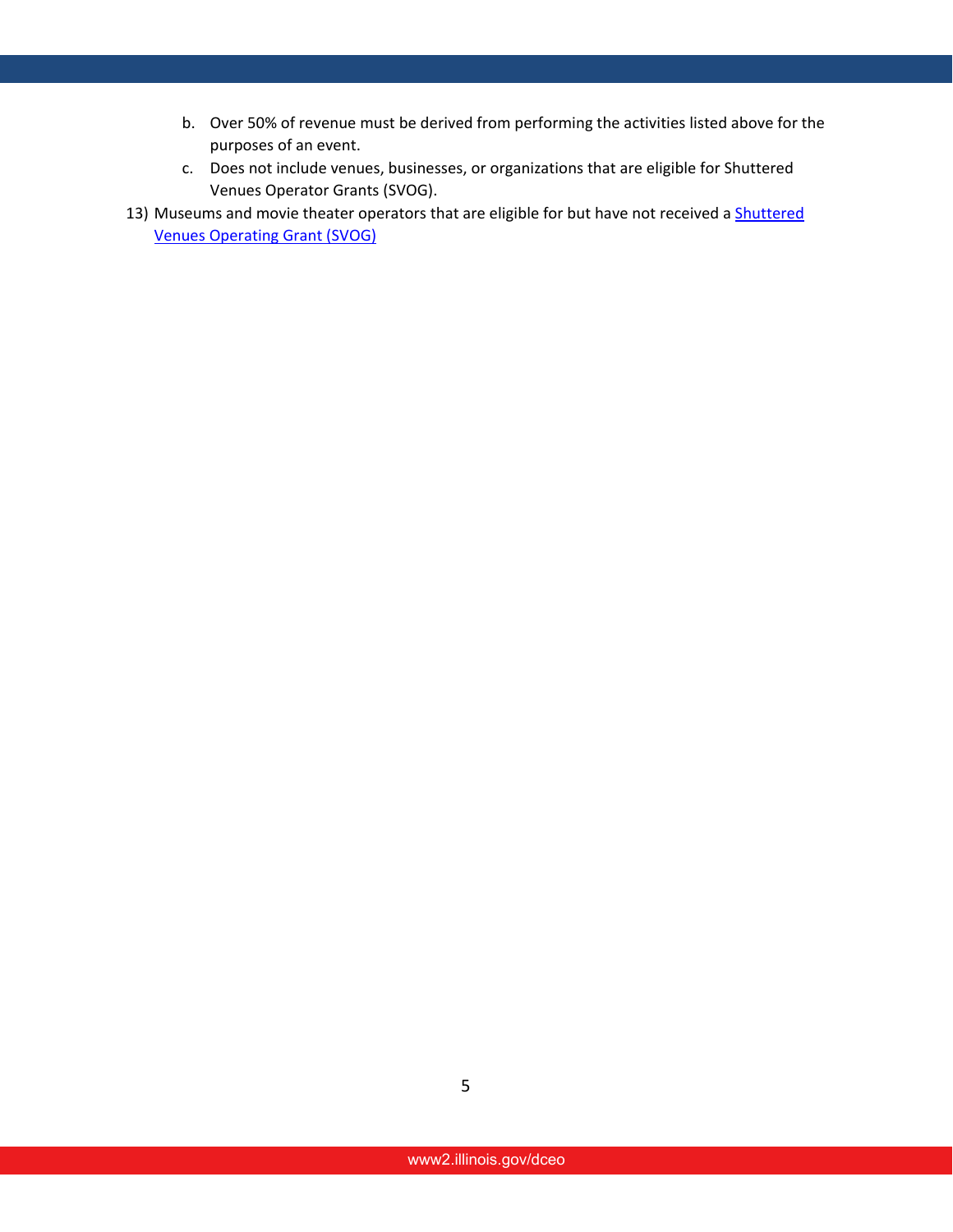b. Over 50% of revenue must be derived from performing the activities listed above for the purposes of an event.
   c. Does not include venues, businesses, or organizations that are eligible for Shuttered Venues Operator Grants (SVOG).

13) Museums and movie theater operators that are eligible for but have not received a [Shuttered Venues Operating Grant (SVOG)]